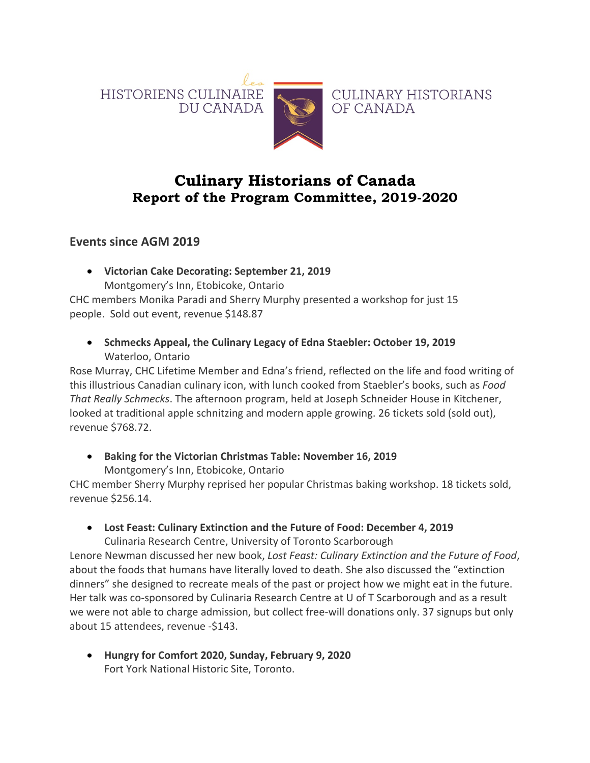HISTORIENS CULINAIRE DU CANADA — CULINARY HISTORIANS OF CANADA

# Culinary Historians of Canada
## Report of the Program Committee, 2019-2020

### Events since AGM 2019

- **Victorian Cake Decorating: September 21, 2019**
  Montgomery's Inn, Etobicoke, Ontario

CHC members Monika Paradi and Sherry Murphy presented a workshop for just 15 people. Sold out event, revenue $148.87

- **Schmecks Appeal, the Culinary Legacy of Edna Staebler: October 19, 2019**
  Waterloo, Ontario

Rose Murray, CHC Lifetime Member and Edna's friend, reflected on the life and food writing of this illustrious Canadian culinary icon, with lunch cooked from Staebler's books, such as *Food That Really Schmecks*. The afternoon program, held at Joseph Schneider House in Kitchener, looked at traditional apple schnitzing and modern apple growing. 26 tickets sold (sold out), revenue $768.72.

- **Baking for the Victorian Christmas Table: November 16, 2019**
  Montgomery's Inn, Etobicoke, Ontario

CHC member Sherry Murphy reprised her popular Christmas baking workshop. 18 tickets sold, revenue $256.14.

- **Lost Feast: Culinary Extinction and the Future of Food: December 4, 2019**
  Culinaria Research Centre, University of Toronto Scarborough

Lenore Newman discussed her new book, *Lost Feast: Culinary Extinction and the Future of Food*, about the foods that humans have literally loved to death. She also discussed the "extinction dinners" she designed to recreate meals of the past or project how we might eat in the future. Her talk was co-sponsored by Culinaria Research Centre at U of T Scarborough and as a result we were not able to charge admission, but collect free-will donations only. 37 signups but only about 15 attendees, revenue -$143.

- **Hungry for Comfort 2020, Sunday, February 9, 2020**
  Fort York National Historic Site, Toronto.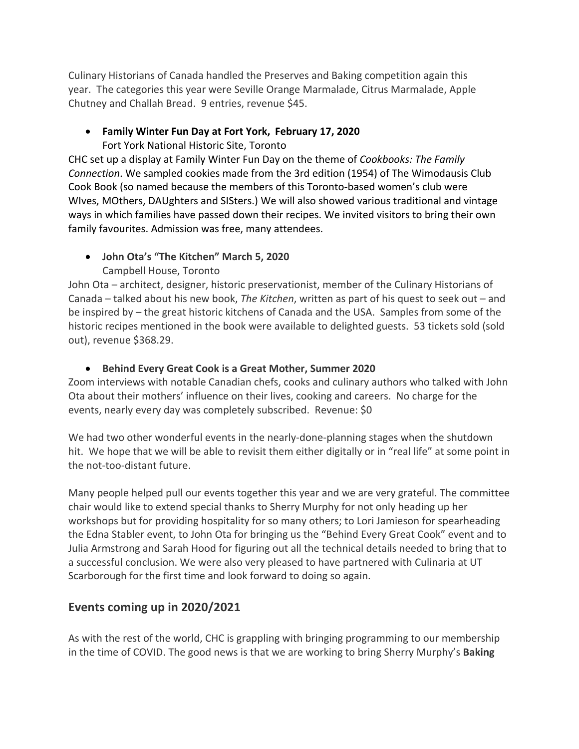Culinary Historians of Canada handled the Preserves and Baking competition again this year. The categories this year were Seville Orange Marmalade, Citrus Marmalade, Apple Chutney and Challah Bread. 9 entries, revenue $45.

- **Family Winter Fun Day at Fort York, February 17, 2020**
  Fort York National Historic Site, Toronto

CHC set up a display at Family Winter Fun Day on the theme of *Cookbooks: The Family Connection*. We sampled cookies made from the 3rd edition (1954) of The Wimodausis Club Cook Book (so named because the members of this Toronto-based women's club were WIves, MOthers, DAUghters and SISters.) We will also showed various traditional and vintage ways in which families have passed down their recipes. We invited visitors to bring their own family favourites. Admission was free, many attendees.

- **John Ota's "The Kitchen" March 5, 2020**
  Campbell House, Toronto

John Ota – architect, designer, historic preservationist, member of the Culinary Historians of Canada – talked about his new book, *The Kitchen*, written as part of his quest to seek out – and be inspired by – the great historic kitchens of Canada and the USA. Samples from some of the historic recipes mentioned in the book were available to delighted guests. 53 tickets sold (sold out), revenue $368.29.

- **Behind Every Great Cook is a Great Mother, Summer 2020**

Zoom interviews with notable Canadian chefs, cooks and culinary authors who talked with John Ota about their mothers' influence on their lives, cooking and careers. No charge for the events, nearly every day was completely subscribed. Revenue: $0

We had two other wonderful events in the nearly-done-planning stages when the shutdown hit. We hope that we will be able to revisit them either digitally or in "real life" at some point in the not-too-distant future.

Many people helped pull our events together this year and we are very grateful. The committee chair would like to extend special thanks to Sherry Murphy for not only heading up her workshops but for providing hospitality for so many others; to Lori Jamieson for spearheading the Edna Stabler event, to John Ota for bringing us the "Behind Every Great Cook" event and to Julia Armstrong and Sarah Hood for figuring out all the technical details needed to bring that to a successful conclusion. We were also very pleased to have partnered with Culinaria at UT Scarborough for the first time and look forward to doing so again.

## Events coming up in 2020/2021

As with the rest of the world, CHC is grappling with bringing programming to our membership in the time of COVID. The good news is that we are working to bring Sherry Murphy's **Baking**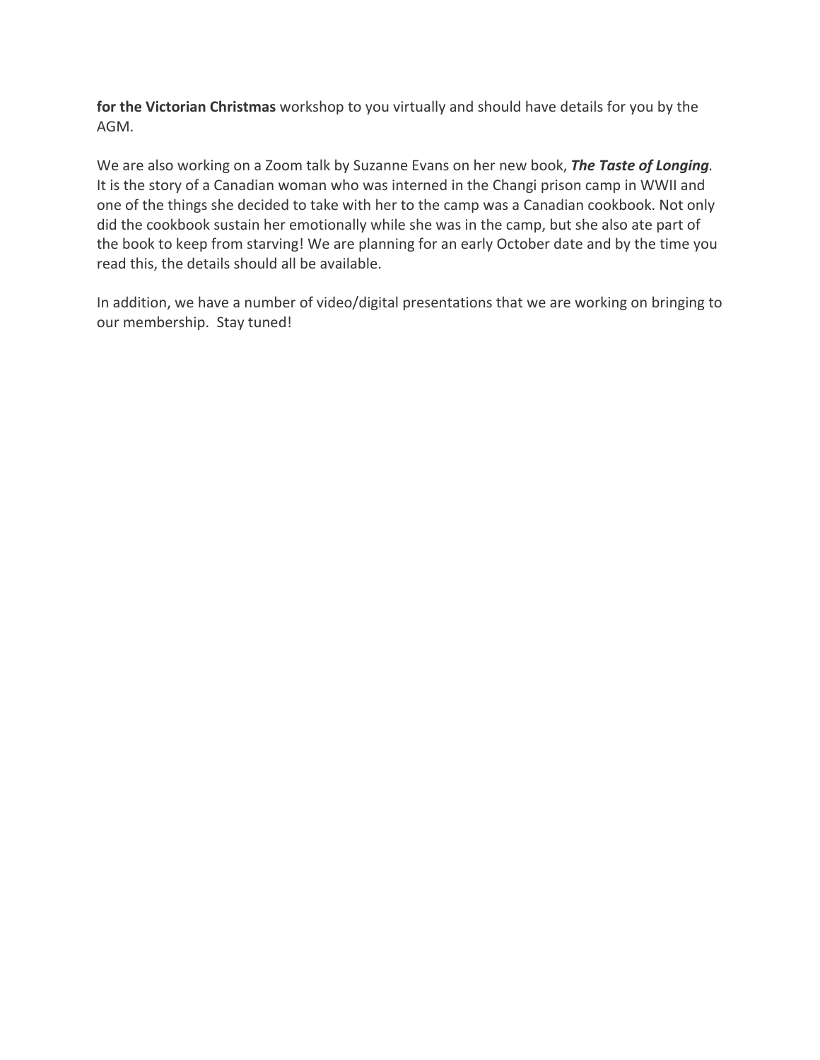**for the Victorian Christmas** workshop to you virtually and should have details for you by the AGM.

We are also working on a Zoom talk by Suzanne Evans on her new book, ***The Taste of Longing****.* It is the story of a Canadian woman who was interned in the Changi prison camp in WWII and one of the things she decided to take with her to the camp was a Canadian cookbook. Not only did the cookbook sustain her emotionally while she was in the camp, but she also ate part of the book to keep from starving! We are planning for an early October date and by the time you read this, the details should all be available.

In addition, we have a number of video/digital presentations that we are working on bringing to our membership. Stay tuned!